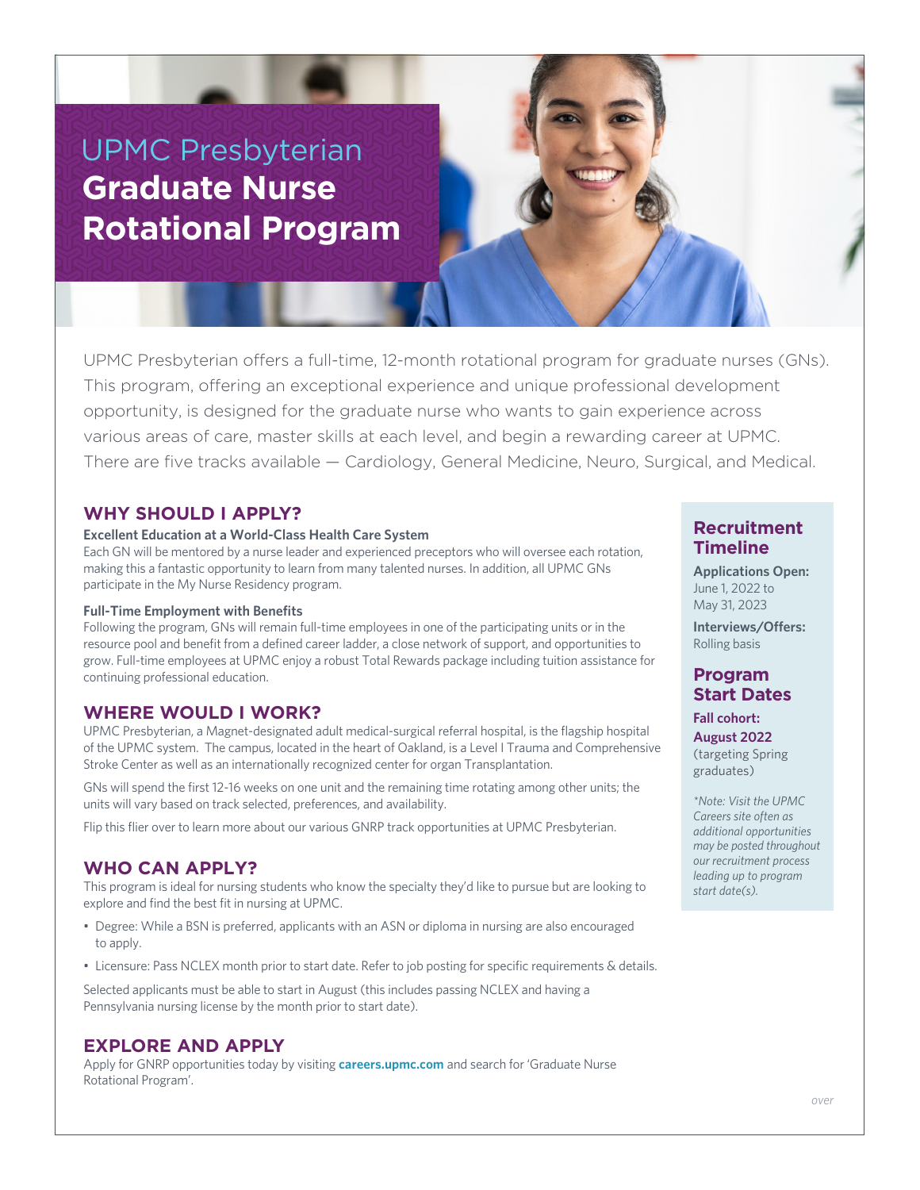# UPMC Presbyterian **Graduate Nurse Rotational Program**

UPMC Presbyterian offers a full-time, 12-month rotational program for graduate nurses (GNs). This program, offering an exceptional experience and unique professional development opportunity, is designed for the graduate nurse who wants to gain experience across various areas of care, master skills at each level, and begin a rewarding career at UPMC. There are five tracks available — Cardiology, General Medicine, Neuro, Surgical, and Medical.

## WHY SHOULD I APPLY?

**Excellent Education at a World-Class Health Care System**

Each GN will be mentored by a nurse leader and experienced preceptors who will oversee each rotation, making this a fantastic opportunity to learn from many talented nurses. In addition, all UPMC GNs participate in the My Nurse Residency program.

**Full-Time Employment with Benefits**

Following the program, GNs will remain full-time employees in one of the participating units or in the resource pool and benefit from a defined career ladder, a close network of support, and opportunities to grow. Full-time employees at UPMC enjoy a robust Total Rewards package including tuition assistance for continuing professional education.

## WHERE WOULD I WORK?

UPMC Presbyterian, a Magnet-designated adult medical-surgical referral hospital, is the flagship hospital of the UPMC system. The campus, located in the heart of Oakland, is a Level I Trauma and Comprehensive Stroke Center as well as an internationally recognized center for organ Transplantation.

GNs will spend the first 12-16 weeks on one unit and the remaining time rotating among other units; the units will vary based on track selected, preferences, and availability.

Flip this flier over to learn more about our various GNRP track opportunities at UPMC Presbyterian.

## WHO CAN APPLY?

This program is ideal for nursing students who know the specialty they'd like to pursue but are looking to explore and find the best fit in nursing at UPMC.

- Degree: While a BSN is preferred, applicants with an ASN or diploma in nursing are also encouraged to apply.
- Licensure: Pass NCLEX month prior to start date. Refer to job posting for specific requirements & details.

Selected applicants must be able to start in August (this includes passing NCLEX and having a Pennsylvania nursing license by the month prior to start date).

## EXPLORE AND APPLY

Apply for GNRP opportunities today by visiting **careers.upmc.com** and search for 'Graduate Nurse Rotational Program'.

## Recruitment Timeline

**Applications Open:** June 1, 2022 to May 31, 2023

**Interviews/Offers:** Rolling basis

## Program Start Dates

**Fall cohort: August 2022** (targeting Spring graduates)

*\*Note: Visit the UPMC Careers site often as additional opportunities may be posted throughout our recruitment process leading up to program start date(s).*

over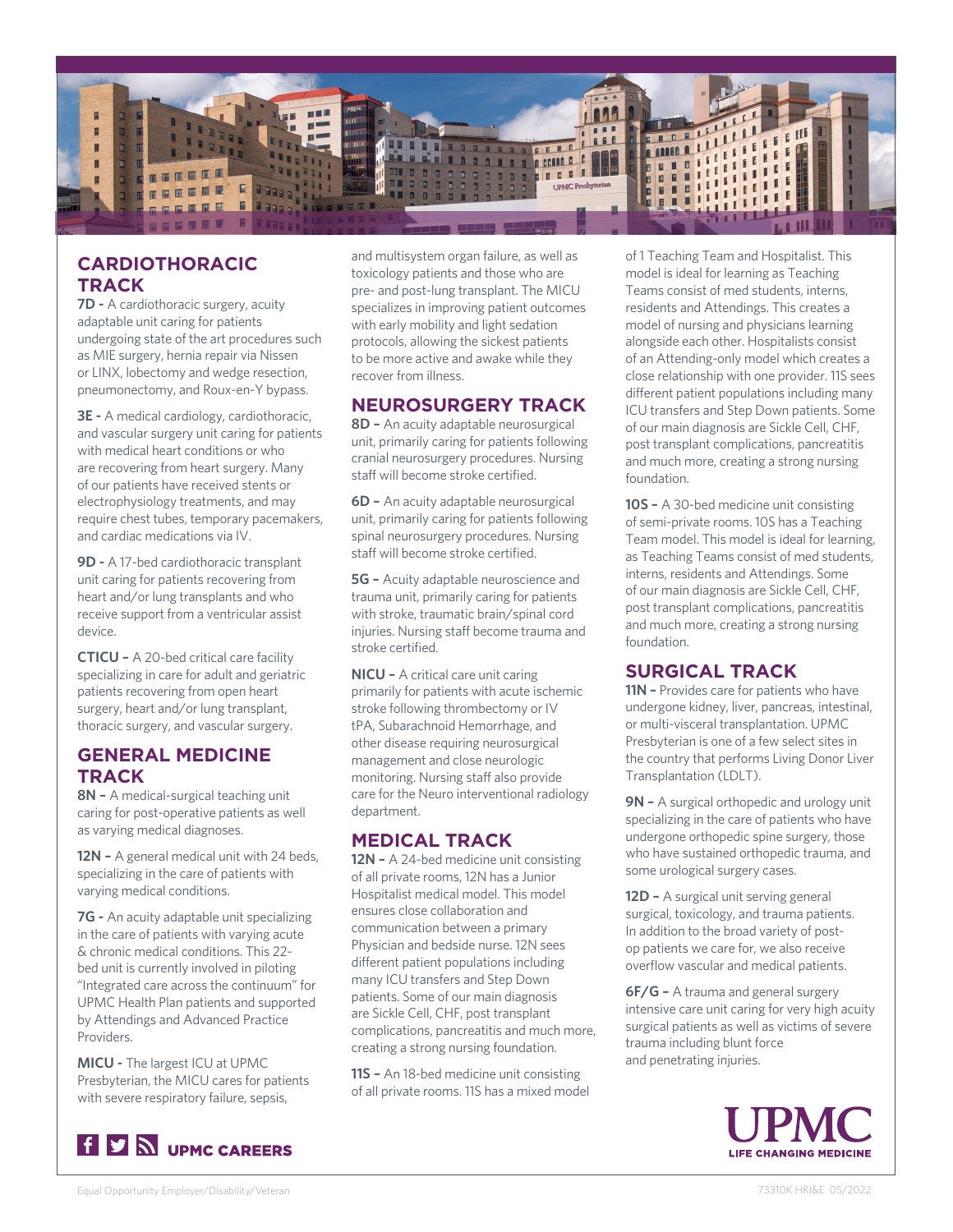## CARDIOTHORACIC TRACK

**7D -** A cardiothoracic surgery, acuity adaptable unit caring for patients undergoing state of the art procedures such as MIE surgery, hernia repair via Nissen or LINX, lobectomy and wedge resection, pneumonectomy, and Roux-en-Y bypass.

**3E -** A medical cardiology, cardiothoracic, and vascular surgery unit caring for patients with medical heart conditions or who are recovering from heart surgery. Many of our patients have received stents or electrophysiology treatments, and may require chest tubes, temporary pacemakers, and cardiac medications via IV.

**9D -** A 17-bed cardiothoracic transplant unit caring for patients recovering from heart and/or lung transplants and who receive support from a ventricular assist device.

**CTICU –** A 20-bed critical care facility specializing in care for adult and geriatric patients recovering from open heart surgery, heart and/or lung transplant, thoracic surgery, and vascular surgery.

## GENERAL MEDICINE TRACK

**8N –** A medical-surgical teaching unit caring for post-operative patients as well as varying medical diagnoses.

**12N –** A general medical unit with 24 beds, specializing in the care of patients with varying medical conditions.

**7G -** An acuity adaptable unit specializing in the care of patients with varying acute & chronic medical conditions. This 22-bed unit is currently involved in piloting "Integrated care across the continuum" for UPMC Health Plan patients and supported by Attendings and Advanced Practice Providers.

**MICU -** The largest ICU at UPMC Presbyterian, the MICU cares for patients with severe respiratory failure, sepsis, and multisystem organ failure, as well as toxicology patients and those who are pre- and post-lung transplant. The MICU specializes in improving patient outcomes with early mobility and light sedation protocols, allowing the sickest patients to be more active and awake while they recover from illness.

## NEUROSURGERY TRACK

**8D –** An acuity adaptable neurosurgical unit, primarily caring for patients following cranial neurosurgery procedures. Nursing staff will become stroke certified.

**6D –** An acuity adaptable neurosurgical unit, primarily caring for patients following spinal neurosurgery procedures. Nursing staff will become stroke certified.

**5G –** Acuity adaptable neuroscience and trauma unit, primarily caring for patients with stroke, traumatic brain/spinal cord injuries. Nursing staff become trauma and stroke certified.

**NICU –** A critical care unit caring primarily for patients with acute ischemic stroke following thrombectomy or IV tPA, Subarachnoid Hemorrhage, and other disease requiring neurosurgical management and close neurologic monitoring. Nursing staff also provide care for the Neuro interventional radiology department.

## MEDICAL TRACK

**12N –** A 24-bed medicine unit consisting of all private rooms, 12N has a Junior Hospitalist medical model. This model ensures close collaboration and communication between a primary Physician and bedside nurse. 12N sees different patient populations including many ICU transfers and Step Down patients. Some of our main diagnosis are Sickle Cell, CHF, post transplant complications, pancreatitis and much more, creating a strong nursing foundation.

**11S –** An 18-bed medicine unit consisting of all private rooms. 11S has a mixed model of 1 Teaching Team and Hospitalist. This model is ideal for learning as Teaching Teams consist of med students, interns, residents and Attendings. This creates a model of nursing and physicians learning alongside each other. Hospitalists consist of an Attending-only model which creates a close relationship with one provider. 11S sees different patient populations including many ICU transfers and Step Down patients. Some of our main diagnosis are Sickle Cell, CHF, post transplant complications, pancreatitis and much more, creating a strong nursing foundation.

**10S –** A 30-bed medicine unit consisting of semi-private rooms. 10S has a Teaching Team model. This model is ideal for learning, as Teaching Teams consist of med students, interns, residents and Attendings. Some of our main diagnosis are Sickle Cell, CHF, post transplant complications, pancreatitis and much more, creating a strong nursing foundation.

## SURGICAL TRACK

**11N –** Provides care for patients who have undergone kidney, liver, pancreas, intestinal, or multi-visceral transplantation. UPMC Presbyterian is one of a few select sites in the country that performs Living Donor Liver Transplantation (LDLT).

**9N –** A surgical orthopedic and urology unit specializing in the care of patients who have undergone orthopedic spine surgery, those who have sustained orthopedic trauma, and some urological surgery cases.

**12D –** A surgical unit serving general surgical, toxicology, and trauma patients. In addition to the broad variety of post-op patients we care for, we also receive overflow vascular and medical patients.

**6F/G –** A trauma and general surgery intensive care unit caring for very high acuity surgical patients as well as victims of severe trauma including blunt force and penetrating injuries.

UPMC CAREERS

UPMC
LIFE CHANGING MEDICINE

Equal Opportunity Employer/Disability/Veteran

73310K HRI&E 05/2022